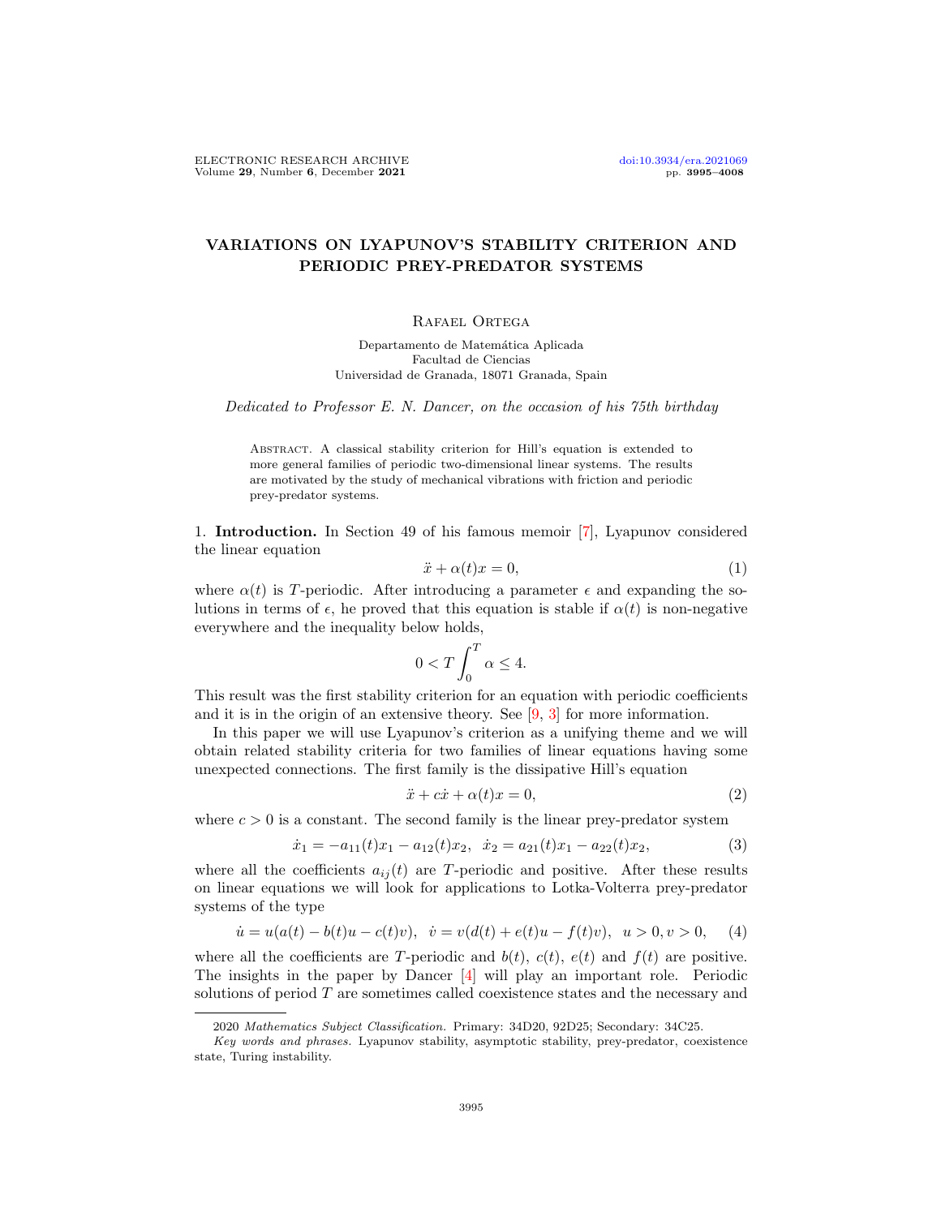# VARIATIONS ON LYAPUNOV'S STABILITY CRITERION AND PERIODIC PREY-PREDATOR SYSTEMS

Rafael Ortega

Departamento de Matemática Aplicada
Facultad de Ciencias
Universidad de Granada, 18071 Granada, Spain

*Dedicated to Professor E. N. Dancer, on the occasion of his 75th birthday*

Abstract. A classical stability criterion for Hill's equation is extended to more general families of periodic two-dimensional linear systems. The results are motivated by the study of mechanical vibrations with friction and periodic prey-predator systems.

## 1. Introduction.

In Section 49 of his famous memoir [7], Lyapunov considered the linear equation

$$\ddot{x} + \alpha(t)x = 0, \tag{1}$$

where $\alpha(t)$ is $T$-periodic. After introducing a parameter $\epsilon$ and expanding the solutions in terms of $\epsilon$, he proved that this equation is stable if $\alpha(t)$ is non-negative everywhere and the inequality below holds,

$$0 < T\int_0^T \alpha \leq 4.$$

This result was the first stability criterion for an equation with periodic coefficients and it is in the origin of an extensive theory. See [9, 3] for more information.

In this paper we will use Lyapunov's criterion as a unifying theme and we will obtain related stability criteria for two families of linear equations having some unexpected connections. The first family is the dissipative Hill's equation

$$\ddot{x} + c\dot{x} + \alpha(t)x = 0, \tag{2}$$

where $c > 0$ is a constant. The second family is the linear prey-predator system

$$\dot{x}_1 = -a_{11}(t)x_1 - a_{12}(t)x_2, \ \ \dot{x}_2 = a_{21}(t)x_1 - a_{22}(t)x_2, \tag{3}$$

where all the coefficients $a_{ij}(t)$ are $T$-periodic and positive. After these results on linear equations we will look for applications to Lotka-Volterra prey-predator systems of the type

$$\dot{u} = u(a(t) - b(t)u - c(t)v), \ \ \dot{v} = v(d(t) + e(t)u - f(t)v), \ \ u > 0, v > 0, \tag{4}$$

where all the coefficients are $T$-periodic and $b(t)$, $c(t)$, $e(t)$ and $f(t)$ are positive. The insights in the paper by Dancer [4] will play an important role. Periodic solutions of period $T$ are sometimes called coexistence states and the necessary and

---

2020 *Mathematics Subject Classification.* Primary: 34D20, 92D25; Secondary: 34C25.

*Key words and phrases.* Lyapunov stability, asymptotic stability, prey-predator, coexistence state, Turing instability.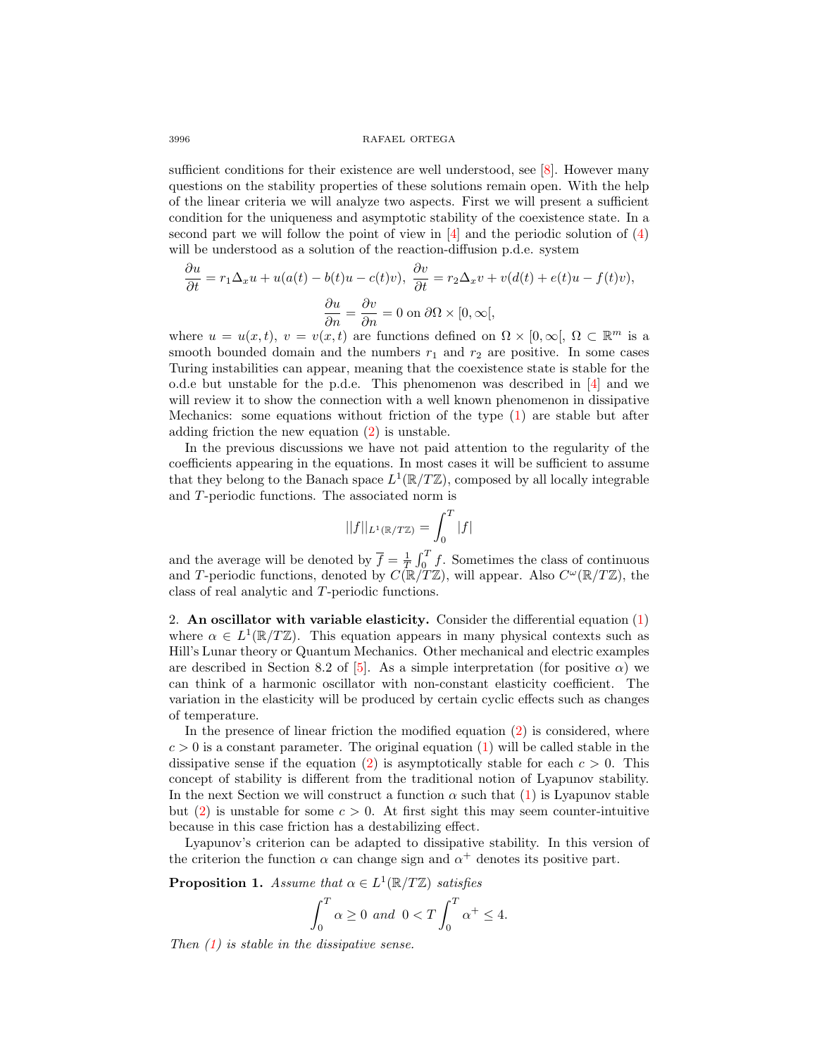sufficient conditions for their existence are well understood, see [8]. However many questions on the stability properties of these solutions remain open. With the help of the linear criteria we will analyze two aspects. First we will present a sufficient condition for the uniqueness and asymptotic stability of the coexistence state. In a second part we will follow the point of view in [4] and the periodic solution of (4) will be understood as a solution of the reaction-diffusion p.d.e. system

$$\frac{\partial u}{\partial t} = r_1 \Delta_x u + u(a(t) - b(t)u - c(t)v),\ \frac{\partial v}{\partial t} = r_2 \Delta_x v + v(d(t) + e(t)u - f(t)v),$$

$$\frac{\partial u}{\partial n} = \frac{\partial v}{\partial n} = 0 \text{ on } \partial\Omega \times [0, \infty[,$$

where $u = u(x,t)$, $v = v(x,t)$ are functions defined on $\Omega \times [0, \infty[$, $\Omega \subset \mathbb{R}^m$ is a smooth bounded domain and the numbers $r_1$ and $r_2$ are positive. In some cases Turing instabilities can appear, meaning that the coexistence state is stable for the o.d.e but unstable for the p.d.e. This phenomenon was described in [4] and we will review it to show the connection with a well known phenomenon in dissipative Mechanics: some equations without friction of the type (1) are stable but after adding friction the new equation (2) is unstable.

In the previous discussions we have not paid attention to the regularity of the coefficients appearing in the equations. In most cases it will be sufficient to assume that they belong to the Banach space $L^1(\mathbb{R}/T\mathbb{Z})$, composed by all locally integrable and $T$-periodic functions. The associated norm is

$$||f||_{L^1(\mathbb{R}/T\mathbb{Z})} = \int_0^T |f|$$

and the average will be denoted by $\overline{f} = \frac{1}{T}\int_0^T f$. Sometimes the class of continuous and $T$-periodic functions, denoted by $C(\mathbb{R}/T\mathbb{Z})$, will appear. Also $C^\omega(\mathbb{R}/T\mathbb{Z})$, the class of real analytic and $T$-periodic functions.

## 2. An oscillator with variable elasticity.

Consider the differential equation (1) where $\alpha \in L^1(\mathbb{R}/T\mathbb{Z})$. This equation appears in many physical contexts such as Hill's Lunar theory or Quantum Mechanics. Other mechanical and electric examples are described in Section 8.2 of [5]. As a simple interpretation (for positive $\alpha$) we can think of a harmonic oscillator with non-constant elasticity coefficient. The variation in the elasticity will be produced by certain cyclic effects such as changes of temperature.

In the presence of linear friction the modified equation (2) is considered, where $c > 0$ is a constant parameter. The original equation (1) will be called stable in the dissipative sense if the equation (2) is asymptotically stable for each $c > 0$. This concept of stability is different from the traditional notion of Lyapunov stability. In the next Section we will construct a function $\alpha$ such that (1) is Lyapunov stable but (2) is unstable for some $c > 0$. At first sight this may seem counter-intuitive because in this case friction has a destabilizing effect.

Lyapunov's criterion can be adapted to dissipative stability. In this version of the criterion the function $\alpha$ can change sign and $\alpha^+$ denotes its positive part.

**Proposition 1.** *Assume that $\alpha \in L^1(\mathbb{R}/T\mathbb{Z})$ satisfies*

$$\int_0^T \alpha \geq 0 \text{ and } 0 < T\int_0^T \alpha^+ \leq 4.$$

*Then (1) is stable in the dissipative sense.*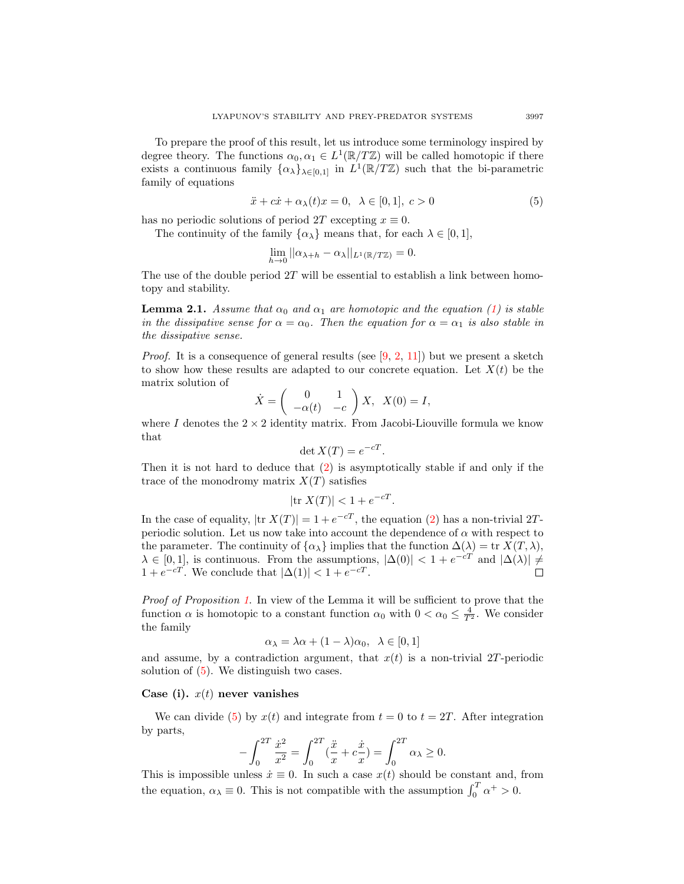To prepare the proof of this result, let us introduce some terminology inspired by degree theory. The functions $\alpha_0, \alpha_1 \in L^1(\mathbb{R}/T\mathbb{Z})$ will be called homotopic if there exists a continuous family $\{\alpha_\lambda\}_{\lambda\in[0,1]}$ in $L^1(\mathbb{R}/T\mathbb{Z})$ such that the bi-parametric family of equations

$$\ddot{x} + c\dot{x} + \alpha_\lambda(t)x = 0, \;\; \lambda \in [0,1], \;\; c > 0 \tag{5}$$

has no periodic solutions of period $2T$ excepting $x \equiv 0$.

The continuity of the family $\{\alpha_\lambda\}$ means that, for each $\lambda \in [0,1]$,

$$\lim_{h\to 0} ||\alpha_{\lambda+h} - \alpha_\lambda||_{L^1(\mathbb{R}/T\mathbb{Z})} = 0.$$

The use of the double period $2T$ will be essential to establish a link between homotopy and stability.

**Lemma 2.1.** *Assume that $\alpha_0$ and $\alpha_1$ are homotopic and the equation (1) is stable in the dissipative sense for $\alpha = \alpha_0$. Then the equation for $\alpha = \alpha_1$ is also stable in the dissipative sense.*

*Proof.* It is a consequence of general results (see [9, 2, 11]) but we present a sketch to show how these results are adapted to our concrete equation. Let $X(t)$ be the matrix solution of

$$\dot{X} = \begin{pmatrix} 0 & 1 \\ -\alpha(t) & -c \end{pmatrix} X, \;\; X(0) = I,$$

where $I$ denotes the $2\times 2$ identity matrix. From Jacobi-Liouville formula we know that

$$\det X(T) = e^{-cT}.$$

Then it is not hard to deduce that (2) is asymptotically stable if and only if the trace of the monodromy matrix $X(T)$ satisfies

$$|\mathrm{tr}\; X(T)| < 1 + e^{-cT}.$$

In the case of equality, $|\mathrm{tr}\; X(T)| = 1 + e^{-cT}$, the equation (2) has a non-trivial $2T$-periodic solution. Let us now take into account the dependence of $\alpha$ with respect to the parameter. The continuity of $\{\alpha_\lambda\}$ implies that the function $\Delta(\lambda) = \mathrm{tr}\; X(T,\lambda)$, $\lambda \in [0,1]$, is continuous. From the assumptions, $|\Delta(0)| < 1 + e^{-cT}$ and $|\Delta(\lambda)| \neq 1 + e^{-cT}$. We conclude that $|\Delta(1)| < 1 + e^{-cT}$. ◻

*Proof of Proposition 1.* In view of the Lemma it will be sufficient to prove that the function $\alpha$ is homotopic to a constant function $\alpha_0$ with $0 < \alpha_0 \leq \frac{4}{T^2}$. We consider the family

$$\alpha_\lambda = \lambda\alpha + (1-\lambda)\alpha_0, \;\; \lambda \in [0,1]$$

and assume, by a contradiction argument, that $x(t)$ is a non-trivial $2T$-periodic solution of (5). We distinguish two cases.

**Case (i).** $x(t)$ **never vanishes**

We can divide (5) by $x(t)$ and integrate from $t = 0$ to $t = 2T$. After integration by parts,

$$-\int_0^{2T} \frac{\dot{x}^2}{x^2} = \int_0^{2T} \left(\frac{\ddot{x}}{x} + c\frac{\dot{x}}{x}\right) = \int_0^{2T} \alpha_\lambda \geq 0.$$

This is impossible unless $\dot{x} \equiv 0$. In such a case $x(t)$ should be constant and, from the equation, $\alpha_\lambda \equiv 0$. This is not compatible with the assumption $\int_0^T \alpha^+ > 0$.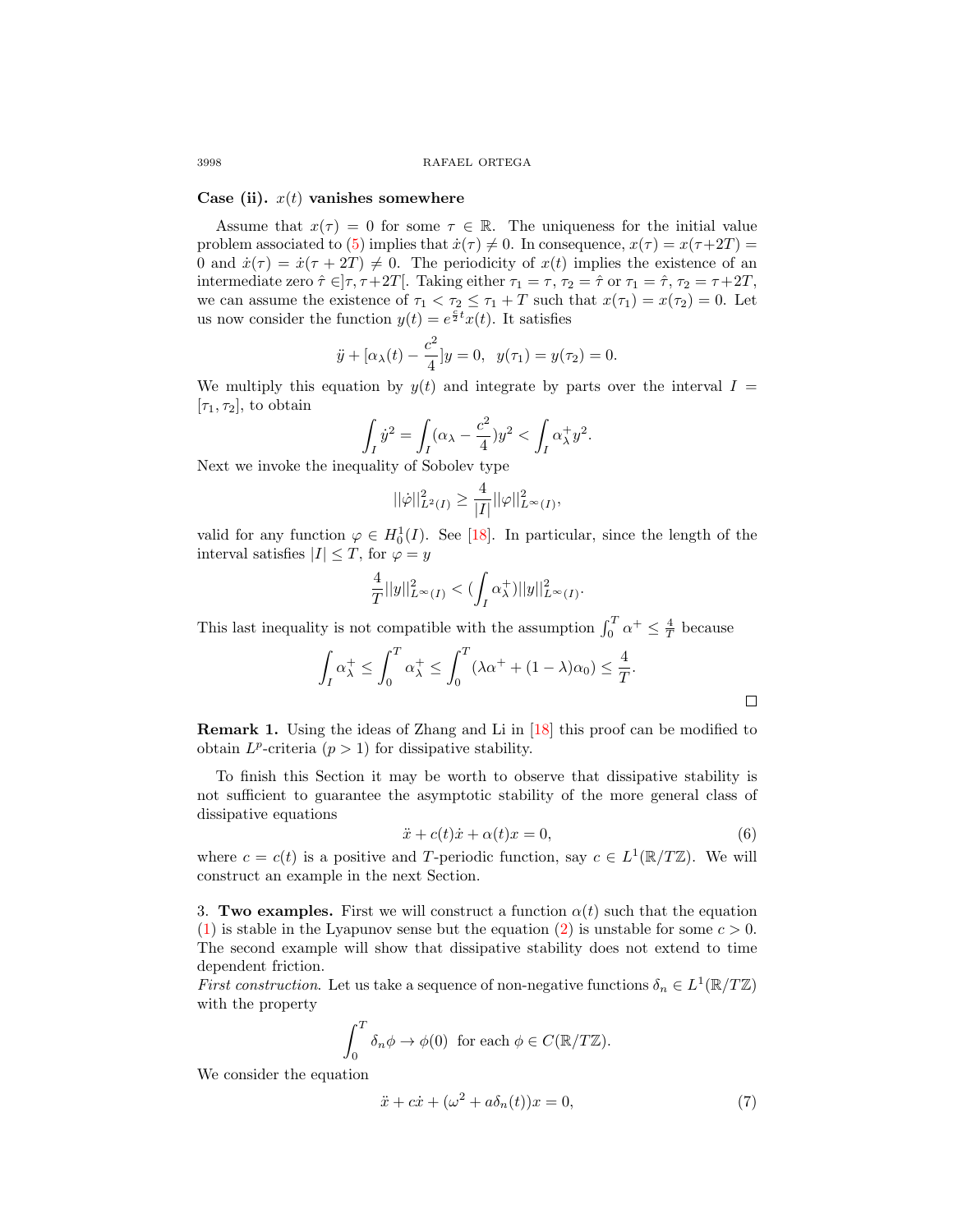**Case (ii). $x(t)$ vanishes somewhere**

Assume that $x(\tau) = 0$ for some $\tau \in \mathbb{R}$. The uniqueness for the initial value problem associated to (5) implies that $\dot{x}(\tau) \neq 0$. In consequence, $x(\tau) = x(\tau+2T) = 0$ and $\dot{x}(\tau) = \dot{x}(\tau + 2T) \neq 0$. The periodicity of $x(t)$ implies the existence of an intermediate zero $\hat{\tau} \in ]\tau, \tau+2T[$. Taking either $\tau_1 = \tau$, $\tau_2 = \hat{\tau}$ or $\tau_1 = \hat{\tau}$, $\tau_2 = \tau+2T$, we can assume the existence of $\tau_1 < \tau_2 \leq \tau_1 + T$ such that $x(\tau_1) = x(\tau_2) = 0$. Let us now consider the function $y(t) = e^{\frac{c}{2}t}x(t)$. It satisfies

$$\ddot{y} + [\alpha_\lambda(t) - \frac{c^2}{4}]y = 0, \quad y(\tau_1) = y(\tau_2) = 0.$$

We multiply this equation by $y(t)$ and integrate by parts over the interval $I = [\tau_1, \tau_2]$, to obtain

$$\int_I \dot{y}^2 = \int_I (\alpha_\lambda - \frac{c^2}{4})y^2 < \int_I \alpha_\lambda^+ y^2.$$

Next we invoke the inequality of Sobolev type

$$||\dot{\varphi}||^2_{L^2(I)} \geq \frac{4}{|I|}||\varphi||^2_{L^\infty(I)},$$

valid for any function $\varphi \in H_0^1(I)$. See [18]. In particular, since the length of the interval satisfies $|I| \leq T$, for $\varphi = y$

$$\frac{4}{T}||y||^2_{L^\infty(I)} < (\int_I \alpha_\lambda^+)||y||^2_{L^\infty(I)}.$$

This last inequality is not compatible with the assumption $\int_0^T \alpha^+ \leq \frac{4}{T}$ because

$$\int_I \alpha_\lambda^+ \leq \int_0^T \alpha_\lambda^+ \leq \int_0^T (\lambda\alpha^+ + (1-\lambda)\alpha_0) \leq \frac{4}{T}.$$

□

**Remark 1.** Using the ideas of Zhang and Li in [18] this proof can be modified to obtain $L^p$-criteria $(p > 1)$ for dissipative stability.

To finish this Section it may be worth to observe that dissipative stability is not sufficient to guarantee the asymptotic stability of the more general class of dissipative equations

$$\ddot{x} + c(t)\dot{x} + \alpha(t)x = 0, \tag{6}$$

where $c = c(t)$ is a positive and $T$-periodic function, say $c \in L^1(\mathbb{R}/T\mathbb{Z})$. We will construct an example in the next Section.

3. **Two examples.** First we will construct a function $\alpha(t)$ such that the equation (1) is stable in the Lyapunov sense but the equation (2) is unstable for some $c > 0$. The second example will show that dissipative stability does not extend to time dependent friction.

*First construction.* Let us take a sequence of non-negative functions $\delta_n \in L^1(\mathbb{R}/T\mathbb{Z})$ with the property

$$\int_0^T \delta_n \phi \to \phi(0) \text{ for each } \phi \in C(\mathbb{R}/T\mathbb{Z}).$$

We consider the equation

$$\ddot{x} + c\dot{x} + (\omega^2 + a\delta_n(t))x = 0, \tag{7}$$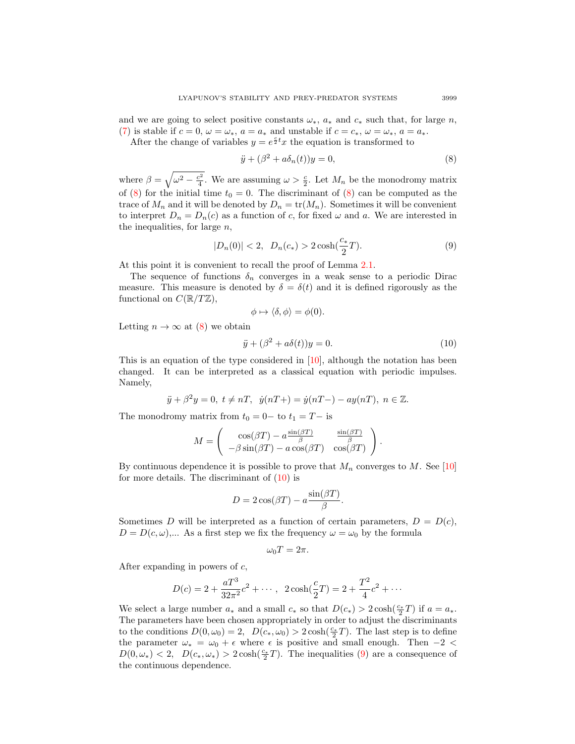and we are going to select positive constants $\omega_*$, $a_*$ and $c_*$ such that, for large $n$, (7) is stable if $c = 0$, $\omega = \omega_*$, $a = a_*$ and unstable if $c = c_*$, $\omega = \omega_*$, $a = a_*$.

After the change of variables $y = e^{\frac{c}{2}t}x$ the equation is transformed to

$$\ddot{y} + (\beta^2 + a\delta_n(t))y = 0, \tag{8}$$

where $\beta = \sqrt{\omega^2 - \frac{c^2}{4}}$. We are assuming $\omega > \frac{c}{2}$. Let $M_n$ be the monodromy matrix of (8) for the initial time $t_0 = 0$. The discriminant of (8) can be computed as the trace of $M_n$ and it will be denoted by $D_n = \mathrm{tr}(M_n)$. Sometimes it will be convenient to interpret $D_n = D_n(c)$ as a function of $c$, for fixed $\omega$ and $a$. We are interested in the inequalities, for large $n$,

$$|D_n(0)| < 2, \;\; D_n(c_*) > 2\cosh(\frac{c_*}{2}T). \tag{9}$$

At this point it is convenient to recall the proof of Lemma 2.1.

The sequence of functions $\delta_n$ converges in a weak sense to a periodic Dirac measure. This measure is denoted by $\delta = \delta(t)$ and it is defined rigorously as the functional on $C(\mathbb{R}/T\mathbb{Z})$,

$$\phi \mapsto \langle \delta, \phi \rangle = \phi(0).$$

Letting $n \to \infty$ at (8) we obtain

$$\ddot{y} + (\beta^2 + a\delta(t))y = 0. \tag{10}$$

This is an equation of the type considered in [10], although the notation has been changed. It can be interpreted as a classical equation with periodic impulses. Namely,

$$\ddot{y} + \beta^2 y = 0, \; t \neq nT, \;\; \dot{y}(nT+) = \dot{y}(nT-) - ay(nT), \; n \in \mathbb{Z}.$$

The monodromy matrix from $t_0 = 0-$ to $t_1 = T-$ is

$$M = \begin{pmatrix} \cos(\beta T) - a\frac{\sin(\beta T)}{\beta} & \frac{\sin(\beta T)}{\beta} \\ -\beta\sin(\beta T) - a\cos(\beta T) & \cos(\beta T) \end{pmatrix}.$$

By continuous dependence it is possible to prove that $M_n$ converges to $M$. See [10] for more details. The discriminant of (10) is

$$D = 2\cos(\beta T) - a\frac{\sin(\beta T)}{\beta}.$$

Sometimes $D$ will be interpreted as a function of certain parameters, $D = D(c)$, $D = D(c, \omega)$,... As a first step we fix the frequency $\omega = \omega_0$ by the formula

$$\omega_0 T = 2\pi.$$

After expanding in powers of $c$,

$$D(c) = 2 + \frac{aT^3}{32\pi^2}c^2 + \cdots, \;\; 2\cosh(\frac{c}{2}T) = 2 + \frac{T^2}{4}c^2 + \cdots$$

We select a large number $a_*$ and a small $c_*$ so that $D(c_*) > 2\cosh(\frac{c_*}{2}T)$ if $a = a_*$. The parameters have been chosen appropriately in order to adjust the discriminants to the conditions $D(0, \omega_0) = 2$, $D(c_*, \omega_0) > 2\cosh(\frac{c_*}{2}T)$. The last step is to define the parameter $\omega_* = \omega_0 + \epsilon$ where $\epsilon$ is positive and small enough. Then $-2 < D(0, \omega_*) < 2$, $D(c_*, \omega_*) > 2\cosh(\frac{c_*}{2}T)$. The inequalities (9) are a consequence of the continuous dependence.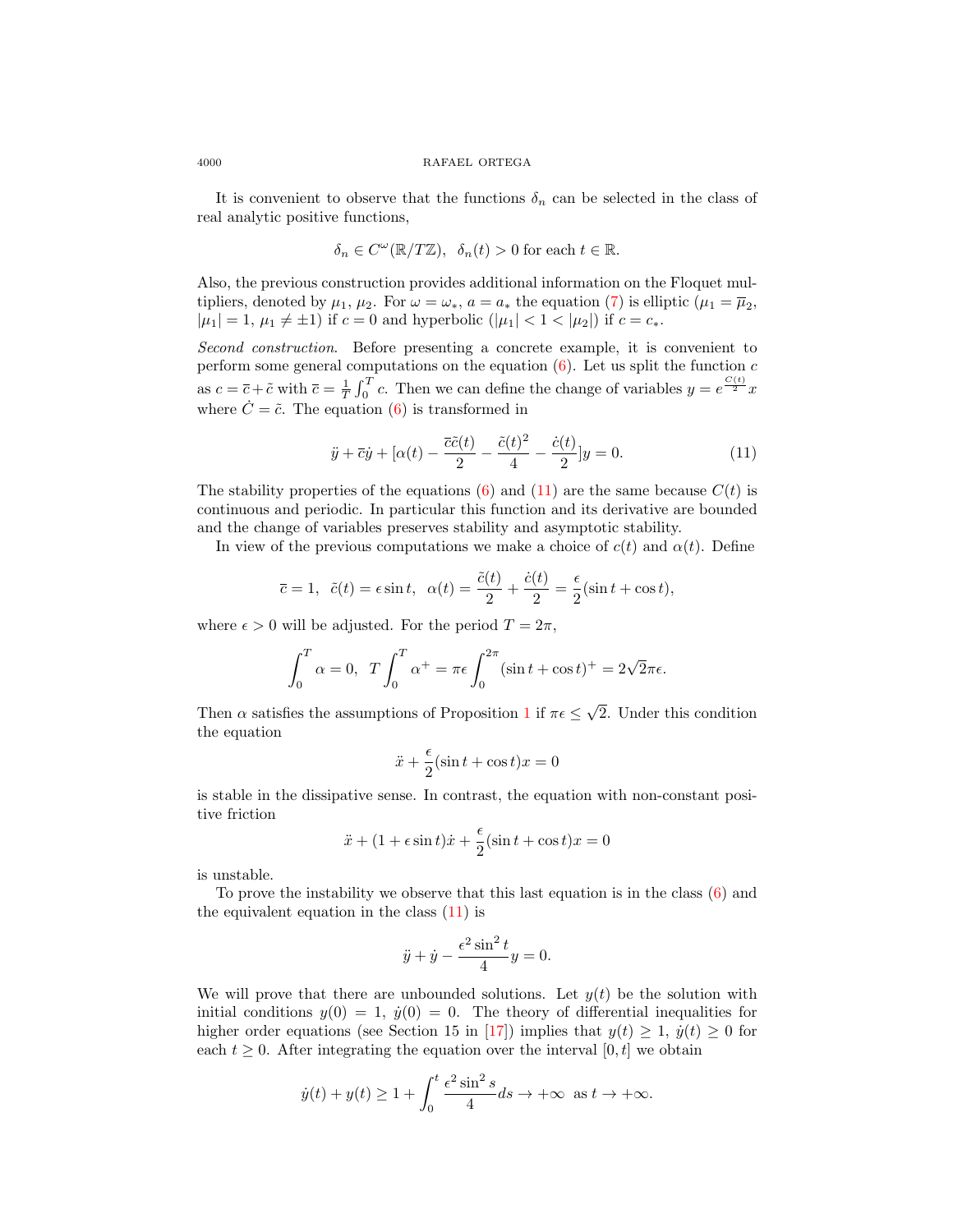It is convenient to observe that the functions $\delta_n$ can be selected in the class of real analytic positive functions,

$$\delta_n \in C^\omega(\mathbb{R}/T\mathbb{Z}), \ \ \delta_n(t) > 0 \text{ for each } t \in \mathbb{R}.$$

Also, the previous construction provides additional information on the Floquet multipliers, denoted by $\mu_1$, $\mu_2$. For $\omega = \omega_*$, $a = a_*$ the equation (7) is elliptic ($\mu_1 = \overline{\mu}_2$, $|\mu_1| = 1$, $\mu_1 \neq \pm 1$) if $c = 0$ and hyperbolic ($|\mu_1| < 1 < |\mu_2|$) if $c = c_*$.

*Second construction.* Before presenting a concrete example, it is convenient to perform some general computations on the equation (6). Let us split the function $c$ as $c = \overline{c} + \tilde{c}$ with $\overline{c} = \frac{1}{T}\int_0^T c$. Then we can define the change of variables $y = e^{\frac{C(t)}{2}} x$ where $\dot{C} = \tilde{c}$. The equation (6) is transformed in

$$\ddot{y} + \overline{c}\dot{y} + [\alpha(t) - \frac{\overline{c}\tilde{c}(t)}{2} - \frac{\tilde{c}(t)^2}{4} - \frac{\dot{c}(t)}{2}]y = 0. \tag{11}$$

The stability properties of the equations (6) and (11) are the same because $C(t)$ is continuous and periodic. In particular this function and its derivative are bounded and the change of variables preserves stability and asymptotic stability.

In view of the previous computations we make a choice of $c(t)$ and $\alpha(t)$. Define

$$\overline{c} = 1, \ \ \tilde{c}(t) = \epsilon \sin t, \ \ \alpha(t) = \frac{\tilde{c}(t)}{2} + \frac{\dot{c}(t)}{2} = \frac{\epsilon}{2}(\sin t + \cos t),$$

where $\epsilon > 0$ will be adjusted. For the period $T = 2\pi$,

$$\int_0^T \alpha = 0, \ \ T\int_0^T \alpha^+ = \pi\epsilon \int_0^{2\pi} (\sin t + \cos t)^+ = 2\sqrt{2}\pi\epsilon.$$

Then $\alpha$ satisfies the assumptions of Proposition 1 if $\pi\epsilon \leq \sqrt{2}$. Under this condition the equation

$$\ddot{x} + \frac{\epsilon}{2}(\sin t + \cos t)x = 0$$

is stable in the dissipative sense. In contrast, the equation with non-constant positive friction

$$\ddot{x} + (1 + \epsilon \sin t)\dot{x} + \frac{\epsilon}{2}(\sin t + \cos t)x = 0$$

is unstable.

To prove the instability we observe that this last equation is in the class (6) and the equivalent equation in the class (11) is

$$\ddot{y} + \dot{y} - \frac{\epsilon^2 \sin^2 t}{4} y = 0.$$

We will prove that there are unbounded solutions. Let $y(t)$ be the solution with initial conditions $y(0) = 1$, $\dot{y}(0) = 0$. The theory of differential inequalities for higher order equations (see Section 15 in [17]) implies that $y(t) \geq 1$, $\dot{y}(t) \geq 0$ for each $t \geq 0$. After integrating the equation over the interval $[0, t]$ we obtain

$$\dot{y}(t) + y(t) \geq 1 + \int_0^t \frac{\epsilon^2 \sin^2 s}{4} ds \to +\infty \ \text{ as } t \to +\infty.$$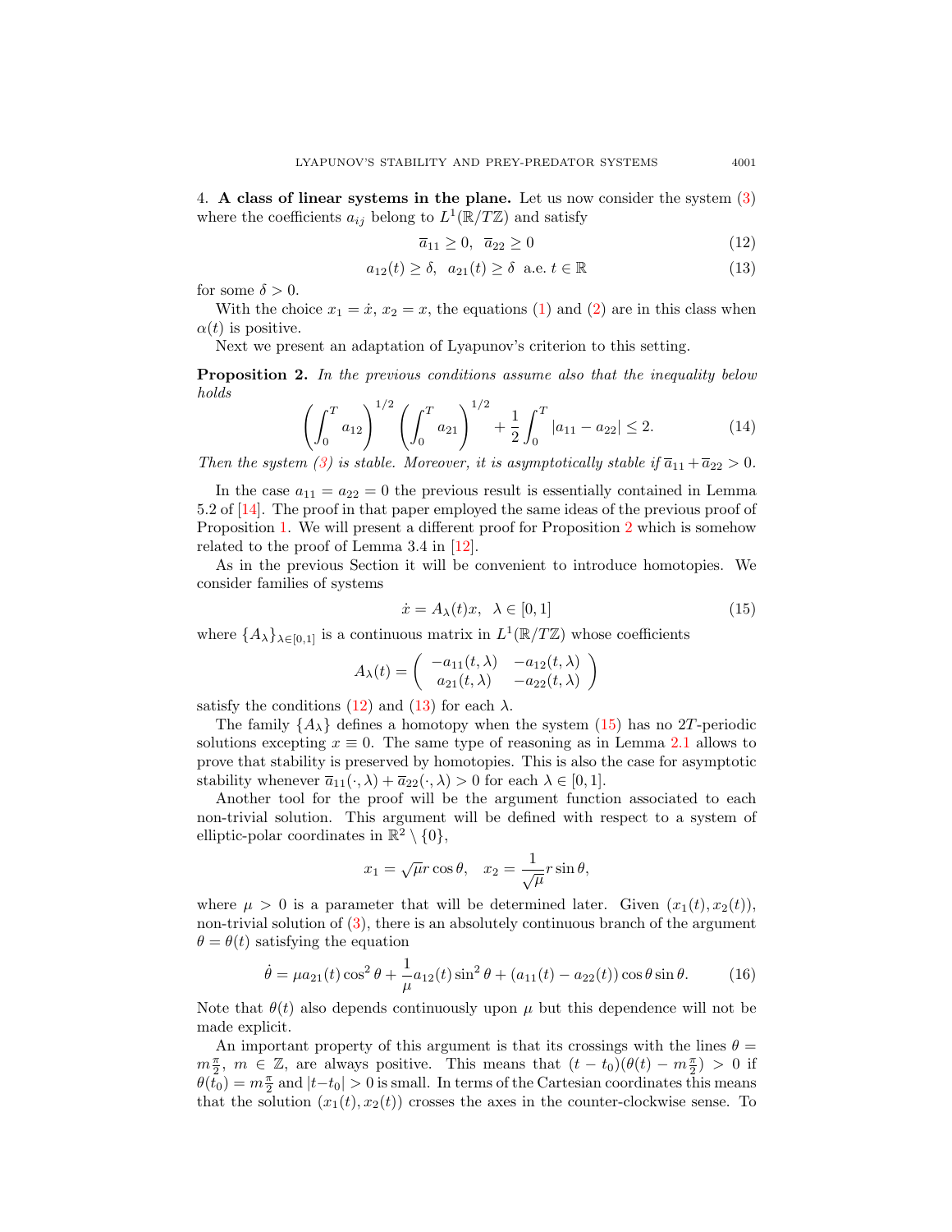4. **A class of linear systems in the plane.** Let us now consider the system (3) where the coefficients $a_{ij}$ belong to $L^1(\mathbb{R}/T\mathbb{Z})$ and satisfy

$$\overline{a}_{11} \geq 0, \;\; \overline{a}_{22} \geq 0 \tag{12}$$

$$a_{12}(t) \geq \delta, \;\; a_{21}(t) \geq \delta \;\; \text{a.e. } t \in \mathbb{R} \tag{13}$$

for some $\delta > 0$.

With the choice $x_1 = \dot{x}$, $x_2 = x$, the equations (1) and (2) are in this class when $\alpha(t)$ is positive.

Next we present an adaptation of Lyapunov's criterion to this setting.

**Proposition 2.** *In the previous conditions assume also that the inequality below holds*

$$\left(\int_0^T a_{12}\right)^{1/2} \left(\int_0^T a_{21}\right)^{1/2} + \frac{1}{2}\int_0^T |a_{11} - a_{22}| \leq 2. \tag{14}$$

*Then the system (3) is stable. Moreover, it is asymptotically stable if $\overline{a}_{11} + \overline{a}_{22} > 0$.*

In the case $a_{11} = a_{22} = 0$ the previous result is essentially contained in Lemma 5.2 of [14]. The proof in that paper employed the same ideas of the previous proof of Proposition 1. We will present a different proof for Proposition 2 which is somehow related to the proof of Lemma 3.4 in [12].

As in the previous Section it will be convenient to introduce homotopies. We consider families of systems

$$\dot{x} = A_\lambda(t)x, \;\; \lambda \in [0,1] \tag{15}$$

where $\{A_\lambda\}_{\lambda\in[0,1]}$ is a continuous matrix in $L^1(\mathbb{R}/T\mathbb{Z})$ whose coefficients

$$A_\lambda(t) = \begin{pmatrix} -a_{11}(t,\lambda) & -a_{12}(t,\lambda) \\ a_{21}(t,\lambda) & -a_{22}(t,\lambda) \end{pmatrix}$$

satisfy the conditions (12) and (13) for each $\lambda$.

The family $\{A_\lambda\}$ defines a homotopy when the system (15) has no $2T$-periodic solutions excepting $x \equiv 0$. The same type of reasoning as in Lemma 2.1 allows to prove that stability is preserved by homotopies. This is also the case for asymptotic stability whenever $\overline{a}_{11}(\cdot,\lambda) + \overline{a}_{22}(\cdot,\lambda) > 0$ for each $\lambda \in [0,1]$.

Another tool for the proof will be the argument function associated to each non-trivial solution. This argument will be defined with respect to a system of elliptic-polar coordinates in $\mathbb{R}^2 \setminus \{0\}$,

$$x_1 = \sqrt{\mu} r \cos\theta, \quad x_2 = \frac{1}{\sqrt{\mu}} r \sin\theta,$$

where $\mu > 0$ is a parameter that will be determined later. Given $(x_1(t), x_2(t))$, non-trivial solution of (3), there is an absolutely continuous branch of the argument $\theta = \theta(t)$ satisfying the equation

$$\dot{\theta} = \mu a_{21}(t)\cos^2\theta + \frac{1}{\mu}a_{12}(t)\sin^2\theta + (a_{11}(t) - a_{22}(t))\cos\theta\sin\theta. \tag{16}$$

Note that $\theta(t)$ also depends continuously upon $\mu$ but this dependence will not be made explicit.

An important property of this argument is that its crossings with the lines $\theta = m\frac{\pi}{2}$, $m \in \mathbb{Z}$, are always positive. This means that $(t - t_0)(\theta(t) - m\frac{\pi}{2}) > 0$ if $\theta(t_0) = m\frac{\pi}{2}$ and $|t - t_0| > 0$ is small. In terms of the Cartesian coordinates this means that the solution $(x_1(t), x_2(t))$ crosses the axes in the counter-clockwise sense. To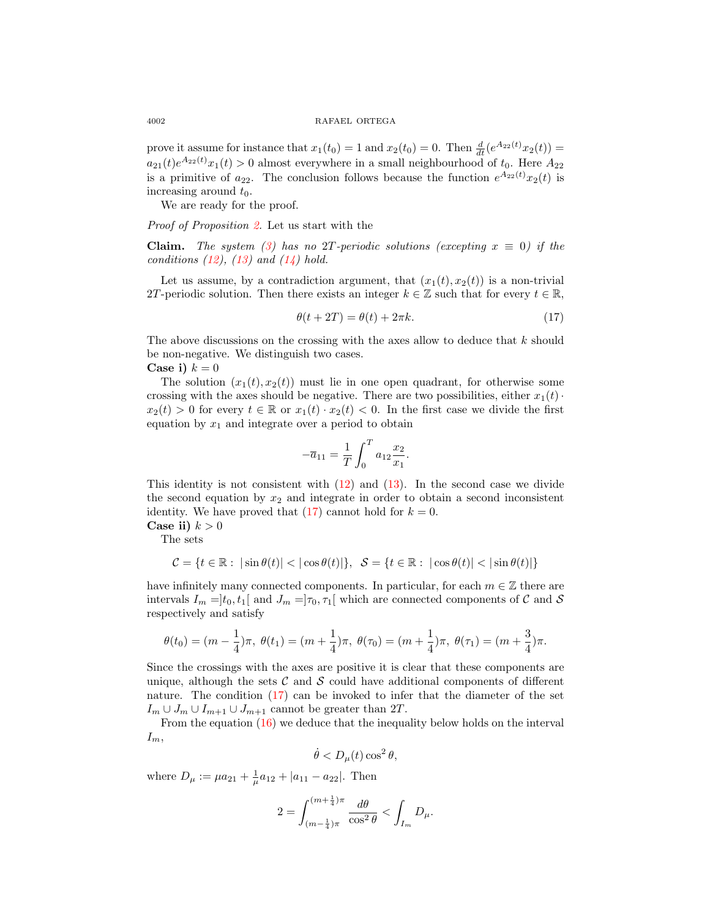prove it assume for instance that $x_1(t_0) = 1$ and $x_2(t_0) = 0$. Then $\frac{d}{dt}(e^{A_{22}(t)}x_2(t)) = a_{21}(t)e^{A_{22}(t)}x_1(t) > 0$ almost everywhere in a small neighbourhood of $t_0$. Here $A_{22}$ is a primitive of $a_{22}$. The conclusion follows because the function $e^{A_{22}(t)}x_2(t)$ is increasing around $t_0$.

We are ready for the proof.

*Proof of Proposition 2.* Let us start with the

**Claim.** *The system (3) has no 2T-periodic solutions (excepting $x \equiv 0$) if the conditions (12), (13) and (14) hold.*

Let us assume, by a contradiction argument, that $(x_1(t), x_2(t))$ is a non-trivial $2T$-periodic solution. Then there exists an integer $k \in \mathbb{Z}$ such that for every $t \in \mathbb{R}$,

$$\theta(t + 2T) = \theta(t) + 2\pi k. \tag{17}$$

The above discussions on the crossing with the axes allow to deduce that $k$ should be non-negative. We distinguish two cases.

**Case i)** $k = 0$

The solution $(x_1(t), x_2(t))$ must lie in one open quadrant, for otherwise some crossing with the axes should be negative. There are two possibilities, either $x_1(t) \cdot x_2(t) > 0$ for every $t \in \mathbb{R}$ or $x_1(t) \cdot x_2(t) < 0$. In the first case we divide the first equation by $x_1$ and integrate over a period to obtain

$$-\overline{a}_{11} = \frac{1}{T}\int_0^T a_{12}\frac{x_2}{x_1}.$$

This identity is not consistent with (12) and (13). In the second case we divide the second equation by $x_2$ and integrate in order to obtain a second inconsistent identity. We have proved that (17) cannot hold for $k = 0$.

**Case ii)** $k > 0$

The sets

$$\mathcal{C} = \{t \in \mathbb{R} : \ |\sin\theta(t)| < |\cos\theta(t)|\}, \ \ \mathcal{S} = \{t \in \mathbb{R} : \ |\cos\theta(t)| < |\sin\theta(t)|\}$$

have infinitely many connected components. In particular, for each $m \in \mathbb{Z}$ there are intervals $I_m = ]t_0, t_1[$ and $J_m = ]\tau_0, \tau_1[$ which are connected components of $\mathcal{C}$ and $\mathcal{S}$ respectively and satisfy

$$\theta(t_0) = (m - \frac{1}{4})\pi, \ \theta(t_1) = (m + \frac{1}{4})\pi, \ \theta(\tau_0) = (m + \frac{1}{4})\pi, \ \theta(\tau_1) = (m + \frac{3}{4})\pi.$$

Since the crossings with the axes are positive it is clear that these components are unique, although the sets $\mathcal{C}$ and $\mathcal{S}$ could have additional components of different nature. The condition (17) can be invoked to infer that the diameter of the set $I_m \cup J_m \cup I_{m+1} \cup J_{m+1}$ cannot be greater than $2T$.

From the equation (16) we deduce that the inequality below holds on the interval $I_m$,

$$\dot{\theta} < D_\mu(t)\cos^2\theta,$$

where $D_\mu := \mu a_{21} + \frac{1}{\mu}a_{12} + |a_{11} - a_{22}|$. Then

$$2 = \int_{(m-\frac{1}{4})\pi}^{(m+\frac{1}{4})\pi} \frac{d\theta}{\cos^2\theta} < \int_{I_m} D_\mu.$$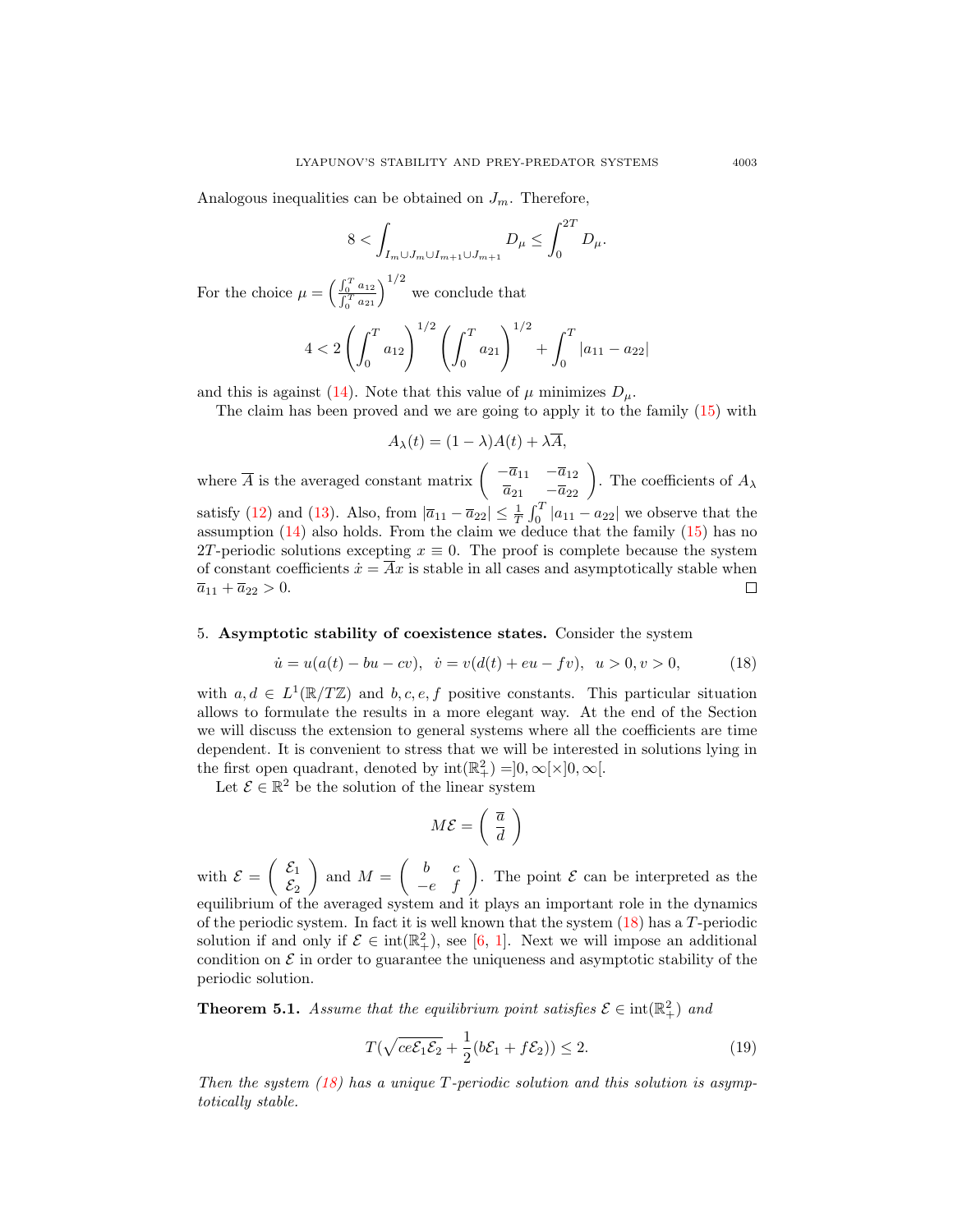Analogous inequalities can be obtained on $J_m$. Therefore,

$$8 < \int_{I_m \cup J_m \cup I_{m+1} \cup J_{m+1}} D_\mu \leq \int_0^{2T} D_\mu.$$

For the choice $\mu = \left( \frac{\int_0^T a_{12}}{\int_0^T a_{21}} \right)^{1/2}$ we conclude that

$$4 < 2 \left( \int_0^T a_{12} \right)^{1/2} \left( \int_0^T a_{21} \right)^{1/2} + \int_0^T |a_{11} - a_{22}|$$

and this is against (14). Note that this value of $\mu$ minimizes $D_\mu$.

The claim has been proved and we are going to apply it to the family (15) with

$$A_\lambda(t) = (1 - \lambda) A(t) + \lambda \overline{A},$$

where $\overline{A}$ is the averaged constant matrix $\begin{pmatrix} -\overline{a}_{11} & -\overline{a}_{12} \\ \overline{a}_{21} & -\overline{a}_{22} \end{pmatrix}$. The coefficients of $A_\lambda$ satisfy (12) and (13). Also, from $|\overline{a}_{11} - \overline{a}_{22}| \leq \frac{1}{T} \int_0^T |a_{11} - a_{22}|$ we observe that the assumption (14) also holds. From the claim we deduce that the family (15) has no $2T$-periodic solutions excepting $x \equiv 0$. The proof is complete because the system of constant coefficients $\dot{x} = \overline{A} x$ is stable in all cases and asymptotically stable when $\overline{a}_{11} + \overline{a}_{22} > 0$. □

## 5. Asymptotic stability of coexistence states.

Consider the system

$$\dot{u} = u(a(t) - bu - cv), \quad \dot{v} = v(d(t) + eu - fv), \quad u > 0, v > 0, \tag{18}$$

with $a, d \in L^1(\mathbb{R}/T\mathbb{Z})$ and $b, c, e, f$ positive constants. This particular situation allows to formulate the results in a more elegant way. At the end of the Section we will discuss the extension to general systems where all the coefficients are time dependent. It is convenient to stress that we will be interested in solutions lying in the first open quadrant, denoted by $\text{int}(\mathbb{R}^2_+) = ]0, \infty[ \times ]0, \infty[$.

Let $\mathcal{E} \in \mathbb{R}^2$ be the solution of the linear system

$$M \mathcal{E} = \begin{pmatrix} \overline{a} \\ \overline{d} \end{pmatrix}$$

with $\mathcal{E} = \begin{pmatrix} \mathcal{E}_1 \\ \mathcal{E}_2 \end{pmatrix}$ and $M = \begin{pmatrix} b & c \\ -e & f \end{pmatrix}$. The point $\mathcal{E}$ can be interpreted as the equilibrium of the averaged system and it plays an important role in the dynamics of the periodic system. In fact it is well known that the system (18) has a $T$-periodic solution if and only if $\mathcal{E} \in \text{int}(\mathbb{R}^2_+)$, see [6, 1]. Next we will impose an additional condition on $\mathcal{E}$ in order to guarantee the uniqueness and asymptotic stability of the periodic solution.

**Theorem 5.1.** *Assume that the equilibrium point satisfies $\mathcal{E} \in \text{int}(\mathbb{R}^2_+)$ and*

$$T\left(\sqrt{ce\mathcal{E}_1 \mathcal{E}_2} + \frac{1}{2}(b\mathcal{E}_1 + f\mathcal{E}_2)\right) \leq 2. \tag{19}$$

*Then the system (18) has a unique $T$-periodic solution and this solution is asymptotically stable.*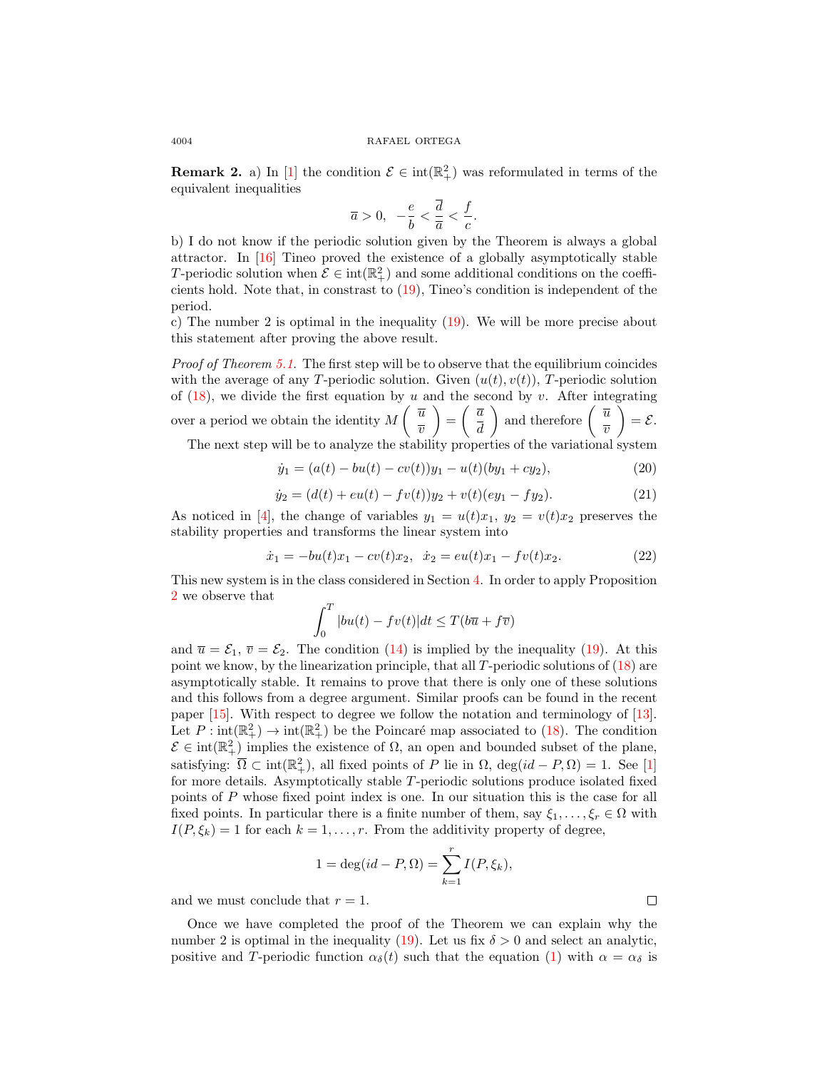**Remark 2.** a) In [1] the condition $\mathcal{E} \in \text{int}(\mathbb{R}^2_+)$ was reformulated in terms of the equivalent inequalities

$$\overline{a} > 0, \quad -\frac{e}{b} < \frac{\overline{d}}{\overline{a}} < \frac{f}{c}.$$

b) I do not know if the periodic solution given by the Theorem is always a global attractor. In [16] Tineo proved the existence of a globally asymptotically stable $T$-periodic solution when $\mathcal{E} \in \text{int}(\mathbb{R}^2_+)$ and some additional conditions on the coefficients hold. Note that, in constrast to (19), Tineo's condition is independent of the period.

c) The number 2 is optimal in the inequality (19). We will be more precise about this statement after proving the above result.

*Proof of Theorem 5.1.* The first step will be to observe that the equilibrium coincides with the average of any $T$-periodic solution. Given $(u(t), v(t))$, $T$-periodic solution of (18), we divide the first equation by $u$ and the second by $v$. After integrating over a period we obtain the identity $M \begin{pmatrix} \overline{u} \\ \overline{v} \end{pmatrix} = \begin{pmatrix} \overline{a} \\ \overline{d} \end{pmatrix}$ and therefore $\begin{pmatrix} \overline{u} \\ \overline{v} \end{pmatrix} = \mathcal{E}$.

The next step will be to analyze the stability properties of the variational system

$$\dot{y}_1 = (a(t) - bu(t) - cv(t))y_1 - u(t)(by_1 + cy_2), \tag{20}$$

$$\dot{y}_2 = (d(t) + eu(t) - fv(t))y_2 + v(t)(ey_1 - fy_2). \tag{21}$$

As noticed in [4], the change of variables $y_1 = u(t)x_1$, $y_2 = v(t)x_2$ preserves the stability properties and transforms the linear system into

$$\dot{x}_1 = -bu(t)x_1 - cv(t)x_2, \quad \dot{x}_2 = eu(t)x_1 - fv(t)x_2. \tag{22}$$

This new system is in the class considered in Section 4. In order to apply Proposition 2 we observe that

$$\int_0^T |bu(t) - fv(t)| dt \leq T(b\overline{u} + f\overline{v})$$

and $\overline{u} = \mathcal{E}_1$, $\overline{v} = \mathcal{E}_2$. The condition (14) is implied by the inequality (19). At this point we know, by the linearization principle, that all $T$-periodic solutions of (18) are asymptotically stable. It remains to prove that there is only one of these solutions and this follows from a degree argument. Similar proofs can be found in the recent paper [15]. With respect to degree we follow the notation and terminology of [13]. Let $P : \text{int}(\mathbb{R}^2_+) \to \text{int}(\mathbb{R}^2_+)$ be the Poincaré map associated to (18). The condition $\mathcal{E} \in \text{int}(\mathbb{R}^2_+)$ implies the existence of $\Omega$, an open and bounded subset of the plane, satisfying: $\overline{\Omega} \subset \text{int}(\mathbb{R}^2_+)$, all fixed points of $P$ lie in $\Omega$, $\deg(id - P, \Omega) = 1$. See [1] for more details. Asymptotically stable $T$-periodic solutions produce isolated fixed points of $P$ whose fixed point index is one. In our situation this is the case for all fixed points. In particular there is a finite number of them, say $\xi_1, \ldots, \xi_r \in \Omega$ with $I(P, \xi_k) = 1$ for each $k = 1, \ldots, r$. From the additivity property of degree,

$$1 = \deg(id - P, \Omega) = \sum_{k=1}^{r} I(P, \xi_k),$$

and we must conclude that $r = 1$. □

Once we have completed the proof of the Theorem we can explain why the number 2 is optimal in the inequality (19). Let us fix $\delta > 0$ and select an analytic, positive and $T$-periodic function $\alpha_\delta(t)$ such that the equation (1) with $\alpha = \alpha_\delta$ is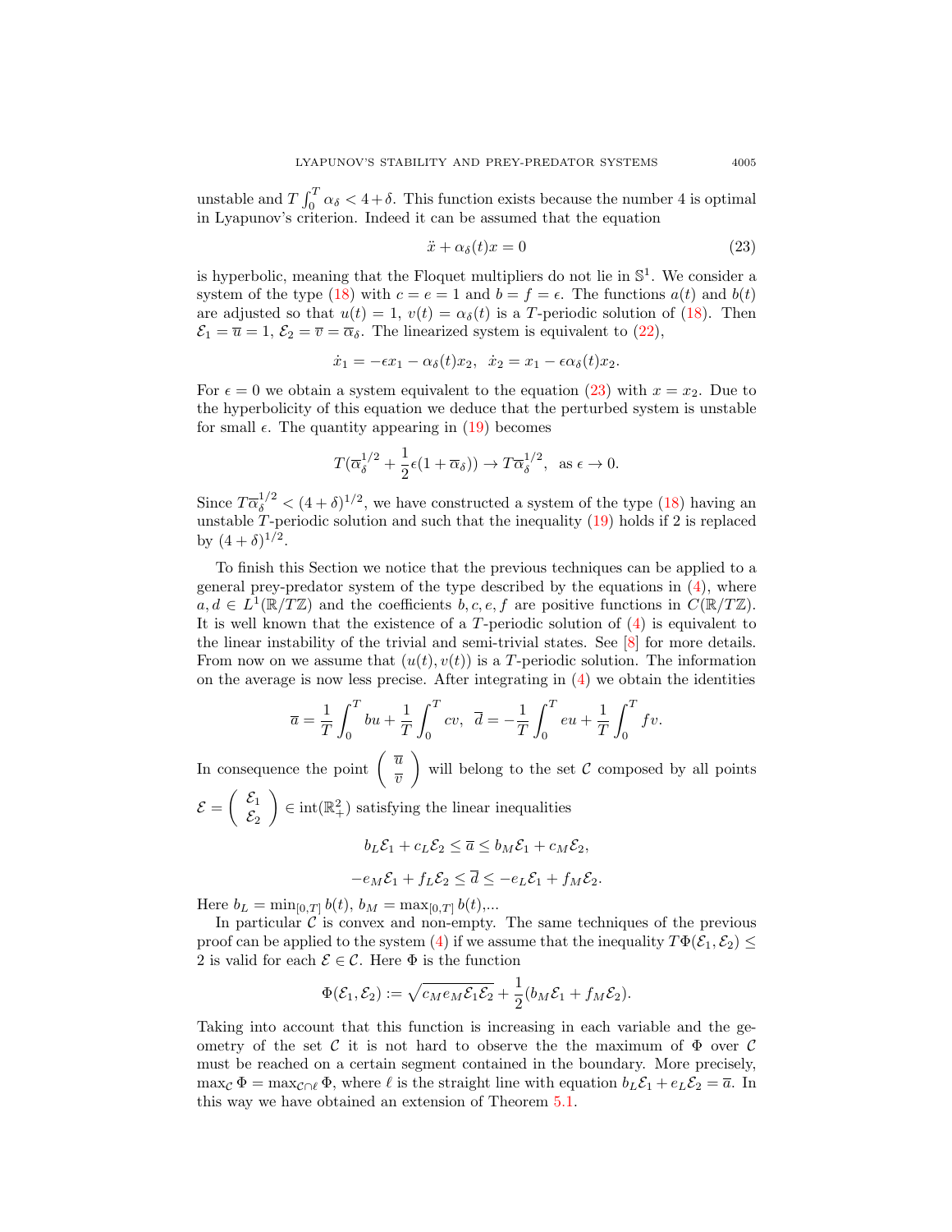unstable and $T\int_0^T \alpha_\delta < 4+\delta$. This function exists because the number 4 is optimal in Lyapunov's criterion. Indeed it can be assumed that the equation

$$\ddot{x} + \alpha_\delta(t)x = 0 \tag{23}$$

is hyperbolic, meaning that the Floquet multipliers do not lie in $\mathbb{S}^1$. We consider a system of the type (18) with $c = e = 1$ and $b = f = \epsilon$. The functions $a(t)$ and $b(t)$ are adjusted so that $u(t) = 1$, $v(t) = \alpha_\delta(t)$ is a $T$-periodic solution of (18). Then $\mathcal{E}_1 = \overline{u} = 1$, $\mathcal{E}_2 = \overline{v} = \overline{\alpha}_\delta$. The linearized system is equivalent to (22),

$$\dot{x}_1 = -\epsilon x_1 - \alpha_\delta(t)x_2, \ \ \dot{x}_2 = x_1 - \epsilon\alpha_\delta(t)x_2.$$

For $\epsilon = 0$ we obtain a system equivalent to the equation (23) with $x = x_2$. Due to the hyperbolicity of this equation we deduce that the perturbed system is unstable for small $\epsilon$. The quantity appearing in (19) becomes

$$T(\overline{\alpha}_\delta^{1/2} + \frac{1}{2}\epsilon(1+\overline{\alpha}_\delta)) \to T\overline{\alpha}_\delta^{1/2}, \ \text{ as } \epsilon \to 0.$$

Since $T\overline{\alpha}_\delta^{1/2} < (4+\delta)^{1/2}$, we have constructed a system of the type (18) having an unstable $T$-periodic solution and such that the inequality (19) holds if 2 is replaced by $(4+\delta)^{1/2}$.

To finish this Section we notice that the previous techniques can be applied to a general prey-predator system of the type described by the equations in (4), where $a, d \in L^1(\mathbb{R}/T\mathbb{Z})$ and the coefficients $b, c, e, f$ are positive functions in $C(\mathbb{R}/T\mathbb{Z})$. It is well known that the existence of a $T$-periodic solution of (4) is equivalent to the linear instability of the trivial and semi-trivial states. See [8] for more details. From now on we assume that $(u(t), v(t))$ is a $T$-periodic solution. The information on the average is now less precise. After integrating in (4) we obtain the identities

$$\overline{a} = \frac{1}{T}\int_0^T bu + \frac{1}{T}\int_0^T cv, \ \ \overline{d} = -\frac{1}{T}\int_0^T eu + \frac{1}{T}\int_0^T fv.$$

In consequence the point $\begin{pmatrix} \overline{u} \\ \overline{v} \end{pmatrix}$ will belong to the set $\mathcal{C}$ composed by all points $\mathcal{E} = \begin{pmatrix} \mathcal{E}_1 \\ \mathcal{E}_2 \end{pmatrix} \in \text{int}(\mathbb{R}^2_+)$ satisfying the linear inequalities

$$b_L\mathcal{E}_1 + c_L\mathcal{E}_2 \le \overline{a} \le b_M\mathcal{E}_1 + c_M\mathcal{E}_2,$$

$$-e_M\mathcal{E}_1 + f_L\mathcal{E}_2 \le \overline{d} \le -e_L\mathcal{E}_1 + f_M\mathcal{E}_2.$$

Here $b_L = \min_{[0,T]} b(t)$, $b_M = \max_{[0,T]} b(t)$,...

In particular $\mathcal{C}$ is convex and non-empty. The same techniques of the previous proof can be applied to the system (4) if we assume that the inequality $T\Phi(\mathcal{E}_1, \mathcal{E}_2) \le 2$ is valid for each $\mathcal{E} \in \mathcal{C}$. Here $\Phi$ is the function

$$\Phi(\mathcal{E}_1, \mathcal{E}_2) := \sqrt{c_M e_M \mathcal{E}_1 \mathcal{E}_2} + \frac{1}{2}(b_M\mathcal{E}_1 + f_M\mathcal{E}_2).$$

Taking into account that this function is increasing in each variable and the geometry of the set $\mathcal{C}$ it is not hard to observe the the maximum of $\Phi$ over $\mathcal{C}$ must be reached on a certain segment contained in the boundary. More precisely, $\max_{\mathcal{C}} \Phi = \max_{\mathcal{C}\cap\ell} \Phi$, where $\ell$ is the straight line with equation $b_L\mathcal{E}_1 + e_L\mathcal{E}_2 = \overline{a}$. In this way we have obtained an extension of Theorem 5.1.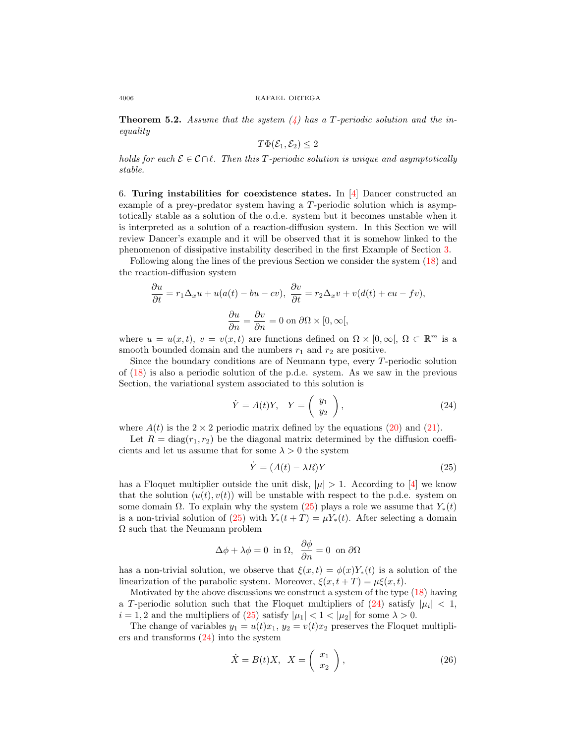**Theorem 5.2.** *Assume that the system (4) has a $T$-periodic solution and the inequality*

$$T\Phi(\mathcal{E}_1, \mathcal{E}_2) \leq 2$$

*holds for each $\mathcal{E} \in \mathcal{C} \cap \ell$. Then this $T$-periodic solution is unique and asymptotically stable.*

6. **Turing instabilities for coexistence states.** In [4] Dancer constructed an example of a prey-predator system having a $T$-periodic solution which is asymptotically stable as a solution of the o.d.e. system but it becomes unstable when it is interpreted as a solution of a reaction-diffusion system. In this Section we will review Dancer's example and it will be observed that it is somehow linked to the phenomenon of dissipative instability described in the first Example of Section 3.

Following along the lines of the previous Section we consider the system (18) and the reaction-diffusion system

$$\frac{\partial u}{\partial t} = r_1 \Delta_x u + u(a(t) - bu - cv), \;\; \frac{\partial v}{\partial t} = r_2 \Delta_x v + v(d(t) + eu - fv),$$

$$\frac{\partial u}{\partial n} = \frac{\partial v}{\partial n} = 0 \text{ on } \partial\Omega \times [0, \infty[,$$

where $u = u(x,t)$, $v = v(x,t)$ are functions defined on $\Omega \times [0, \infty[$, $\Omega \subset \mathbb{R}^m$ is a smooth bounded domain and the numbers $r_1$ and $r_2$ are positive.

Since the boundary conditions are of Neumann type, every $T$-periodic solution of (18) is also a periodic solution of the p.d.e. system. As we saw in the previous Section, the variational system associated to this solution is

$$\dot{Y} = A(t)Y, \quad Y = \begin{pmatrix} y_1 \\ y_2 \end{pmatrix}, \tag{24}$$

where $A(t)$ is the $2 \times 2$ periodic matrix defined by the equations (20) and (21).

Let $R = \operatorname{diag}(r_1, r_2)$ be the diagonal matrix determined by the diffusion coefficients and let us assume that for some $\lambda > 0$ the system

$$\dot{Y} = (A(t) - \lambda R)Y \tag{25}$$

has a Floquet multiplier outside the unit disk, $|\mu| > 1$. According to [4] we know that the solution $(u(t), v(t))$ will be unstable with respect to the p.d.e. system on some domain $\Omega$. To explain why the system (25) plays a role we assume that $Y_*(t)$ is a non-trivial solution of (25) with $Y_*(t+T) = \mu Y_*(t)$. After selecting a domain $\Omega$ such that the Neumann problem

$$\Delta\phi + \lambda\phi = 0 \;\text{ in } \Omega, \;\; \frac{\partial \phi}{\partial n} = 0 \;\text{ on } \partial\Omega$$

has a non-trivial solution, we observe that $\xi(x,t) = \phi(x)Y_*(t)$ is a solution of the linearization of the parabolic system. Moreover, $\xi(x, t+T) = \mu\xi(x,t)$.

Motivated by the above discussions we construct a system of the type (18) having a $T$-periodic solution such that the Floquet multipliers of (24) satisfy $|\mu_i| < 1$, $i = 1, 2$ and the multipliers of (25) satisfy $|\mu_1| < 1 < |\mu_2|$ for some $\lambda > 0$.

The change of variables $y_1 = u(t)x_1$, $y_2 = v(t)x_2$ preserves the Floquet multipliers and transforms (24) into the system

$$\dot{X} = B(t)X, \;\; X = \begin{pmatrix} x_1 \\ x_2 \end{pmatrix}, \tag{26}$$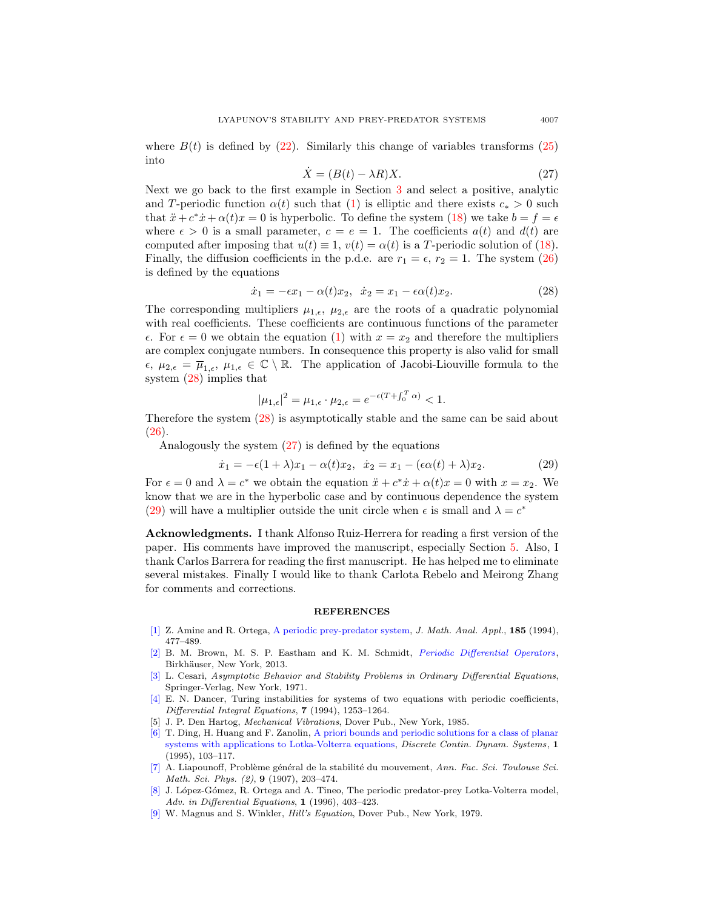where $B(t)$ is defined by (22). Similarly this change of variables transforms (25) into

$$\dot{X} = (B(t) - \lambda R)X. \tag{27}$$

Next we go back to the first example in Section 3 and select a positive, analytic and $T$-periodic function $\alpha(t)$ such that (1) is elliptic and there exists $c_* > 0$ such that $\ddot{x} + c^*\dot{x} + \alpha(t)x = 0$ is hyperbolic. To define the system (18) we take $b = f = \epsilon$ where $\epsilon > 0$ is a small parameter, $c = e = 1$. The coefficients $a(t)$ and $d(t)$ are computed after imposing that $u(t) \equiv 1$, $v(t) = \alpha(t)$ is a $T$-periodic solution of (18). Finally, the diffusion coefficients in the p.d.e. are $r_1 = \epsilon$, $r_2 = 1$. The system (26) is defined by the equations

$$\dot{x}_1 = -\epsilon x_1 - \alpha(t)x_2, \;\; \dot{x}_2 = x_1 - \epsilon\alpha(t)x_2. \tag{28}$$

The corresponding multipliers $\mu_{1,\epsilon}$, $\mu_{2,\epsilon}$ are the roots of a quadratic polynomial with real coefficients. These coefficients are continuous functions of the parameter $\epsilon$. For $\epsilon = 0$ we obtain the equation (1) with $x = x_2$ and therefore the multipliers are complex conjugate numbers. In consequence this property is also valid for small $\epsilon$, $\mu_{2,\epsilon} = \overline{\mu}_{1,\epsilon}$, $\mu_{1,\epsilon} \in \mathbb{C} \setminus \mathbb{R}$. The application of Jacobi-Liouville formula to the system (28) implies that

$$|\mu_{1,\epsilon}|^2 = \mu_{1,\epsilon} \cdot \mu_{2,\epsilon} = e^{-\epsilon(T + \int_0^T \alpha)} < 1.$$

Therefore the system (28) is asymptotically stable and the same can be said about (26).

Analogously the system (27) is defined by the equations

$$\dot{x}_1 = -\epsilon(1+\lambda)x_1 - \alpha(t)x_2, \;\; \dot{x}_2 = x_1 - (\epsilon\alpha(t) + \lambda)x_2. \tag{29}$$

For $\epsilon = 0$ and $\lambda = c^*$ we obtain the equation $\ddot{x} + c^*\dot{x} + \alpha(t)x = 0$ with $x = x_2$. We know that we are in the hyperbolic case and by continuous dependence the system (29) will have a multiplier outside the unit circle when $\epsilon$ is small and $\lambda = c^*$

**Acknowledgments.** I thank Alfonso Ruiz-Herrera for reading a first version of the paper. His comments have improved the manuscript, especially Section 5. Also, I thank Carlos Barrera for reading the first manuscript. He has helped me to eliminate several mistakes. Finally I would like to thank Carlota Rebelo and Meirong Zhang for comments and corrections.

## REFERENCES

[1] Z. Amine and R. Ortega, A periodic prey-predator system, *J. Math. Anal. Appl.*, **185** (1994), 477–489.

[2] B. M. Brown, M. S. P. Eastham and K. M. Schmidt, *Periodic Differential Operators*, Birkhäuser, New York, 2013.

[3] L. Cesari, *Asymptotic Behavior and Stability Problems in Ordinary Differential Equations*, Springer-Verlag, New York, 1971.

[4] E. N. Dancer, Turing instabilities for systems of two equations with periodic coefficients, *Differential Integral Equations*, **7** (1994), 1253–1264.

[5] J. P. Den Hartog, *Mechanical Vibrations*, Dover Pub., New York, 1985.

[6] T. Ding, H. Huang and F. Zanolin, A priori bounds and periodic solutions for a class of planar systems with applications to Lotka-Volterra equations, *Discrete Contin. Dynam. Systems*, **1** (1995), 103–117.

[7] A. Liapounoff, Problème général de la stabilité du mouvement, *Ann. Fac. Sci. Toulouse Sci. Math. Sci. Phys. (2)*, **9** (1907), 203–474.

[8] J. López-Gómez, R. Ortega and A. Tineo, The periodic predator-prey Lotka-Volterra model, *Adv. in Differential Equations*, **1** (1996), 403–423.

[9] W. Magnus and S. Winkler, *Hill's Equation*, Dover Pub., New York, 1979.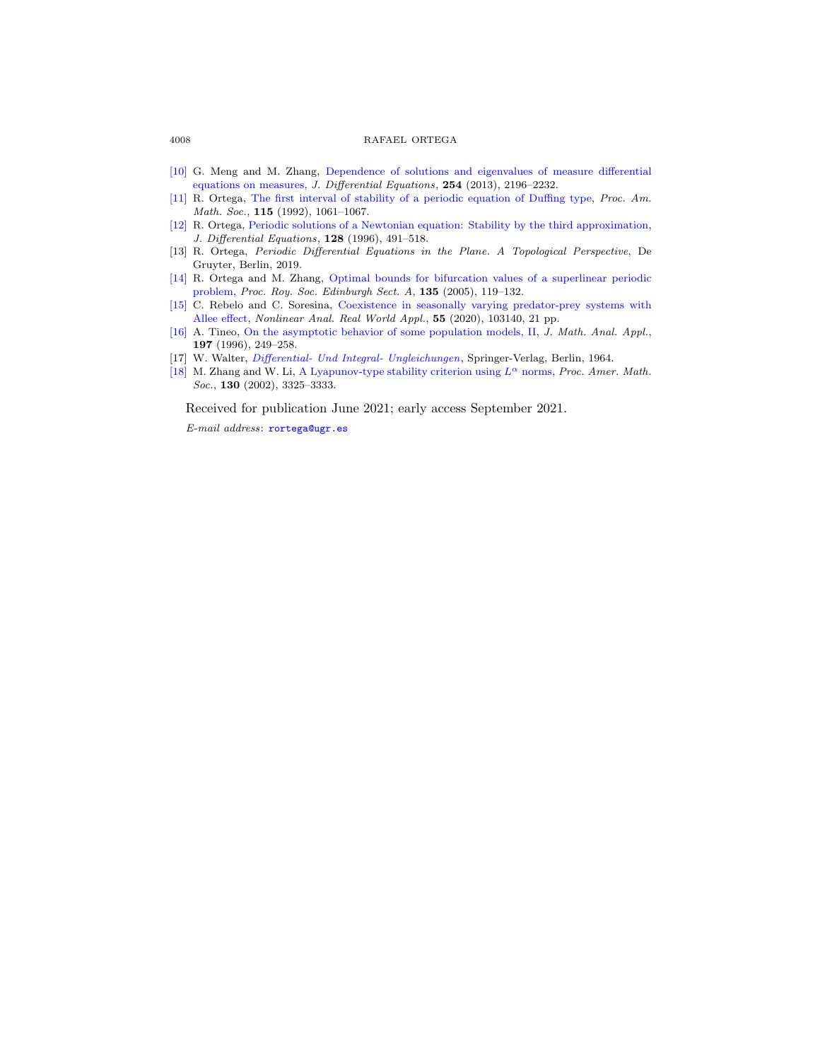[10] G. Meng and M. Zhang, Dependence of solutions and eigenvalues of measure differential equations on measures, *J. Differential Equations*, **254** (2013), 2196–2232.

[11] R. Ortega, The first interval of stability of a periodic equation of Duffing type, *Proc. Am. Math. Soc.*, **115** (1992), 1061–1067.

[12] R. Ortega, Periodic solutions of a Newtonian equation: Stability by the third approximation, *J. Differential Equations*, **128** (1996), 491–518.

[13] R. Ortega, *Periodic Differential Equations in the Plane. A Topological Perspective*, De Gruyter, Berlin, 2019.

[14] R. Ortega and M. Zhang, Optimal bounds for bifurcation values of a superlinear periodic problem, *Proc. Roy. Soc. Edinburgh Sect. A*, **135** (2005), 119–132.

[15] C. Rebelo and C. Soresina, Coexistence in seasonally varying predator-prey systems with Allee effect, *Nonlinear Anal. Real World Appl.*, **55** (2020), 103140, 21 pp.

[16] A. Tineo, On the asymptotic behavior of some population models, II, *J. Math. Anal. Appl.*, **197** (1996), 249–258.

[17] W. Walter, *Differential- Und Integral- Ungleichungen*, Springer-Verlag, Berlin, 1964.

[18] M. Zhang and W. Li, A Lyapunov-type stability criterion using $L^\alpha$ norms, *Proc. Amer. Math. Soc.*, **130** (2002), 3325–3333.

Received for publication June 2021; early access September 2021.

*E-mail address*: rortega@ugr.es